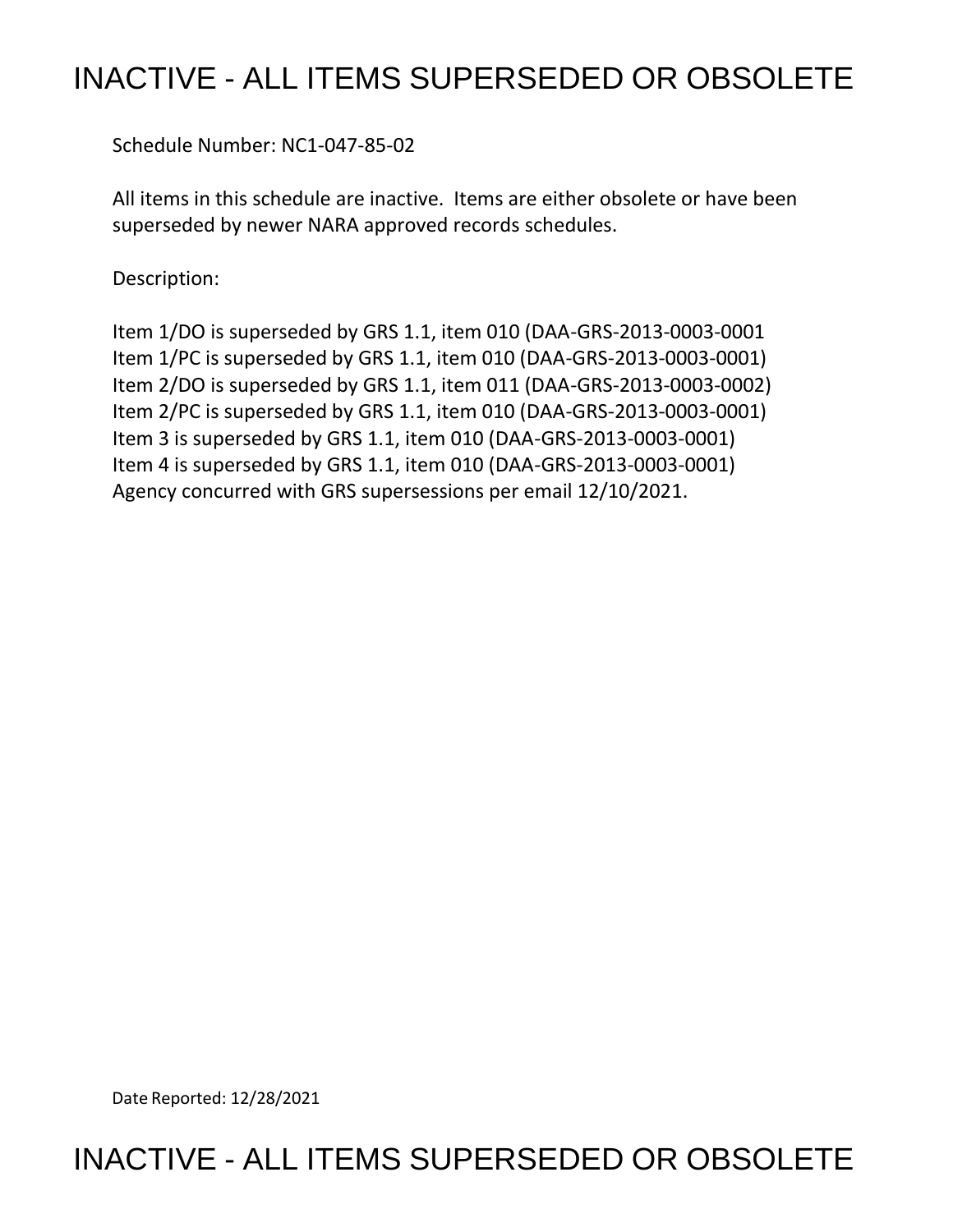# INACTIVE - ALL ITEMS SUPERSEDED OR OBSOLETE

Schedule Number: NC1-047-85-02

All items in this schedule are inactive. Items are either obsolete or have been superseded by newer NARA approved records schedules.

Description:

Item 1/DO is superseded by GRS 1.1, item 010 (DAA-GRS-2013-0003-0001
Item 1/PC is superseded by GRS 1.1, item 010 (DAA-GRS-2013-0003-0001)
Item 2/DO is superseded by GRS 1.1, item 011 (DAA-GRS-2013-0003-0002)
Item 2/PC is superseded by GRS 1.1, item 010 (DAA-GRS-2013-0003-0001)
Item 3 is superseded by GRS 1.1, item 010 (DAA-GRS-2013-0003-0001)
Item 4 is superseded by GRS 1.1, item 010 (DAA-GRS-2013-0003-0001)
Agency concurred with GRS supersessions per email 12/10/2021.

Date Reported: 12/28/2021

# INACTIVE - ALL ITEMS SUPERSEDED OR OBSOLETE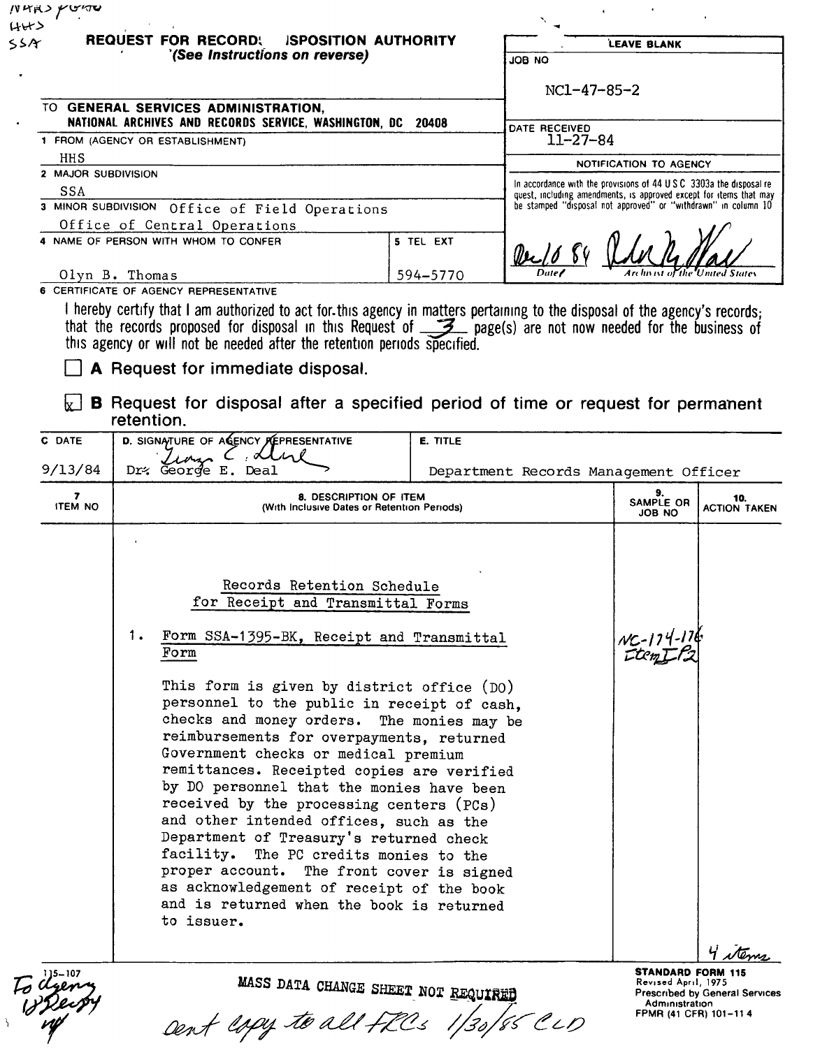NN4RS P66TO
HHS
SSA

# REQUEST FOR RECORDS DISPOSITION AUTHORITY

*(See Instructions on reverse)*

| LEAVE BLANK |
|---|
| JOB NO: NC1-47-85-2 |
| DATE RECEIVED: 11-27-84 |
| NOTIFICATION TO AGENCY |
| In accordance with the provisions of 44 USC 3303a the disposal request, including amendments, is approved except for items that may be stamped "disposal not approved" or "withdrawn" in column 10 |
| Dec 10 84 — Date; Archivist of the United States |

TO GENERAL SERVICES ADMINISTRATION, NATIONAL ARCHIVES AND RECORDS SERVICE, WASHINGTON, DC 20408

1 FROM (AGENCY OR ESTABLISHMENT): HHS

2 MAJOR SUBDIVISION: SSA

3 MINOR SUBDIVISION: Office of Field Operations, Office of Central Operations

4 NAME OF PERSON WITH WHOM TO CONFER: Olyn B. Thomas

5 TEL EXT: 594-5770

6 CERTIFICATE OF AGENCY REPRESENTATIVE

I hereby certify that I am authorized to act for this agency in matters pertaining to the disposal of the agency's records; that the records proposed for disposal in this Request of 3 page(s) are not now needed for the business of this agency or will not be needed after the retention periods specified.

☐ **A** Request for immediate disposal.

☒ **B** Request for disposal after a specified period of time or request for permanent retention.

| C. DATE | D. SIGNATURE OF AGENCY REPRESENTATIVE | E. TITLE |
|---|---|---|
| 9/13/84 | Dr. George E. Deal | Department Records Management Officer |

| 7. ITEM NO | 8. DESCRIPTION OF ITEM (With Inclusive Dates or Retention Periods) | 9. SAMPLE OR JOB NO | 10. ACTION TAKEN |
|---|---|---|---|
| | Records Retention Schedule for Receipt and Transmittal Forms | | |
| 1. | Form SSA-1395-BK, Receipt and Transmittal Form<br><br>This form is given by district office (DO) personnel to the public in receipt of cash, checks and money orders. The monies may be reimbursements for overpayments, returned Government checks or medical premium remittances. Receipted copies are verified by DO personnel that the monies have been received by the processing centers (PCs) and other intended offices, such as the Department of Treasury's returned check facility. The PC credits monies to the proper account. The front cover is signed as acknowledgement of receipt of the book and is returned when the book is returned to issuer. | NC-174-176 Item I P2 | |

4 items

MASS DATA CHANGE SHEET NOT REQUIRED

To agency 12 Dec 84

Sent copy to all FRCs 1/30/85 CLD

115-107

STANDARD FORM 115
Revised April, 1975
Prescribed by General Services Administration
FPMR (41 CFR) 101-11.4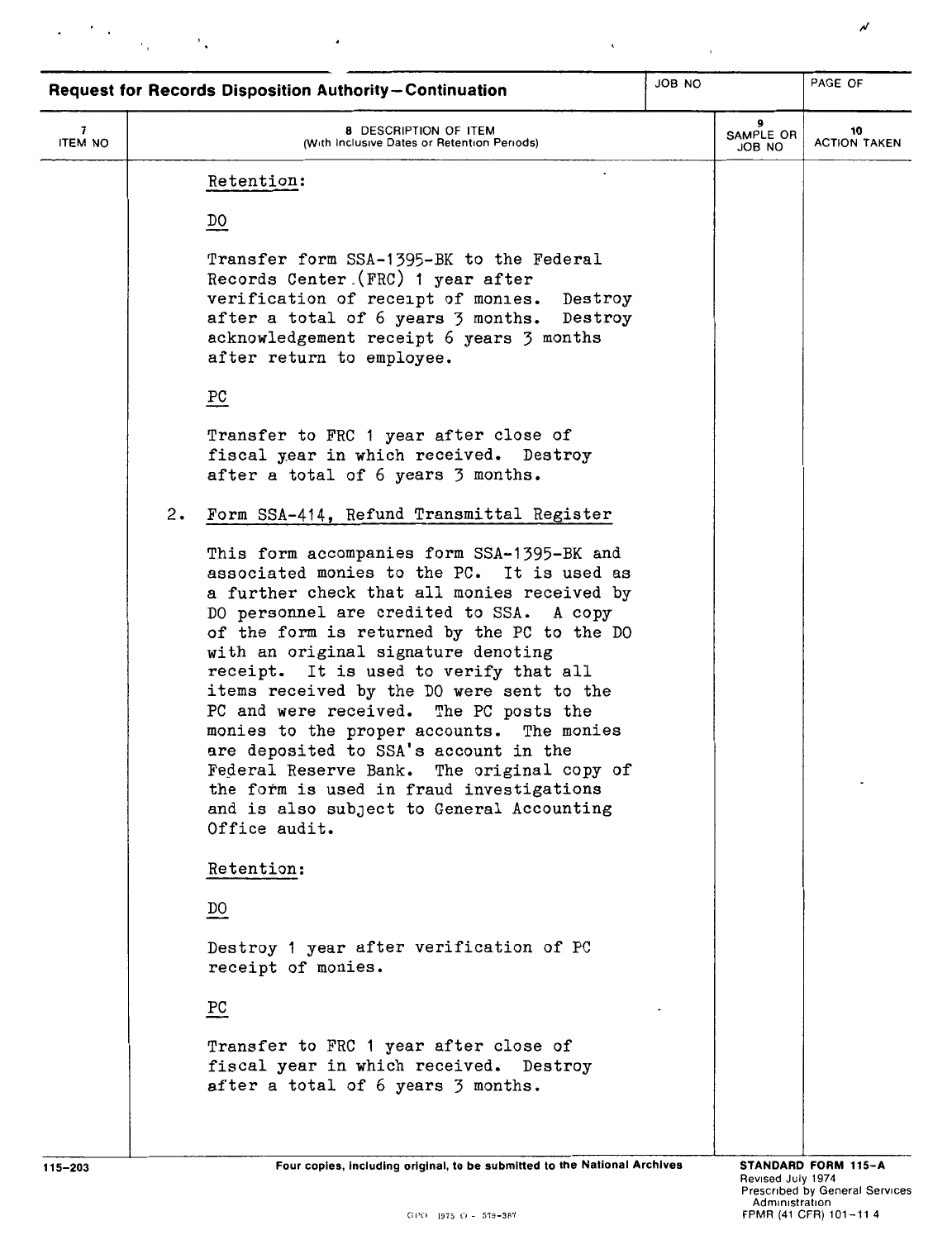**Request for Records Disposition Authority—Continuation**

| 7 ITEM NO | 8 DESCRIPTION OF ITEM (With Inclusive Dates or Retention Periods) | 9 SAMPLE OR JOB NO | 10 ACTION TAKEN |
|---|---|---|---|

Retention:

DO

Transfer form SSA-1395-BK to the Federal Records Center (FRC) 1 year after verification of receipt of monies. Destroy after a total of 6 years 3 months. Destroy acknowledgement receipt 6 years 3 months after return to employee.

PC

Transfer to FRC 1 year after close of fiscal year in which received. Destroy after a total of 6 years 3 months.

2. Form SSA-414, Refund Transmittal Register

This form accompanies form SSA-1395-BK and associated monies to the PC. It is used as a further check that all monies received by DO personnel are credited to SSA. A copy of the form is returned by the PC to the DO with an original signature denoting receipt. It is used to verify that all items received by the DO were sent to the PC and were received. The PC posts the monies to the proper accounts. The monies are deposited to SSA's account in the Federal Reserve Bank. The original copy of the form is used in fraud investigations and is also subject to General Accounting Office audit.

Retention:

DO

Destroy 1 year after verification of PC receipt of monies.

PC

Transfer to FRC 1 year after close of fiscal year in which received. Destroy after a total of 6 years 3 months.

115-203 Four copies, including original, to be submitted to the National Archives

STANDARD FORM 115-A
Revised July 1974
Prescribed by General Services Administration
FPMR (41 CFR) 101-11 4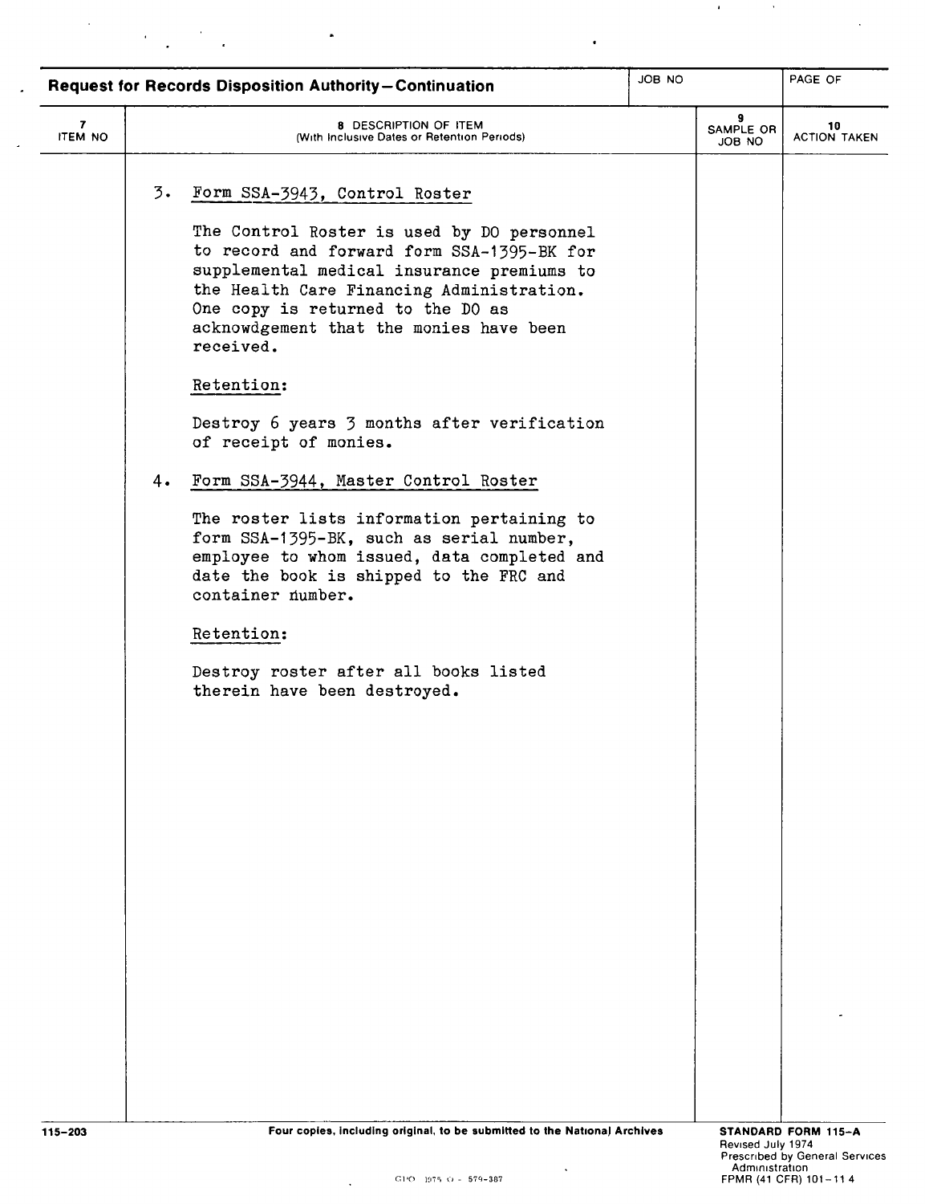**Request for Records Disposition Authority—Continuation**

| 7 ITEM NO | 8 DESCRIPTION OF ITEM (With Inclusive Dates or Retention Periods) | 9 SAMPLE OR JOB NO | 10 ACTION TAKEN |
|---|---|---|---|
| | 3. Form SSA-3943, Control Roster<br><br>The Control Roster is used by DO personnel to record and forward form SSA-1395-BK for supplemental medical insurance premiums to the Health Care Financing Administration. One copy is returned to the DO as acknowdgement that the monies have been received.<br><br>Retention:<br><br>Destroy 6 years 3 months after verification of receipt of monies. | | |
| | 4. Form SSA-3944, Master Control Roster<br><br>The roster lists information pertaining to form SSA-1395-BK, such as serial number, employee to whom issued, data completed and date the book is shipped to the FRC and container number.<br><br>Retention:<br><br>Destroy roster after all books listed therein have been destroyed. | | |

115-203

Four copies, including original, to be submitted to the National Archives

STANDARD FORM 115-A
Revised July 1974
Prescribed by General Services Administration
FPMR (41 CFR) 101-11 4

GPO 1975 O - 579-387